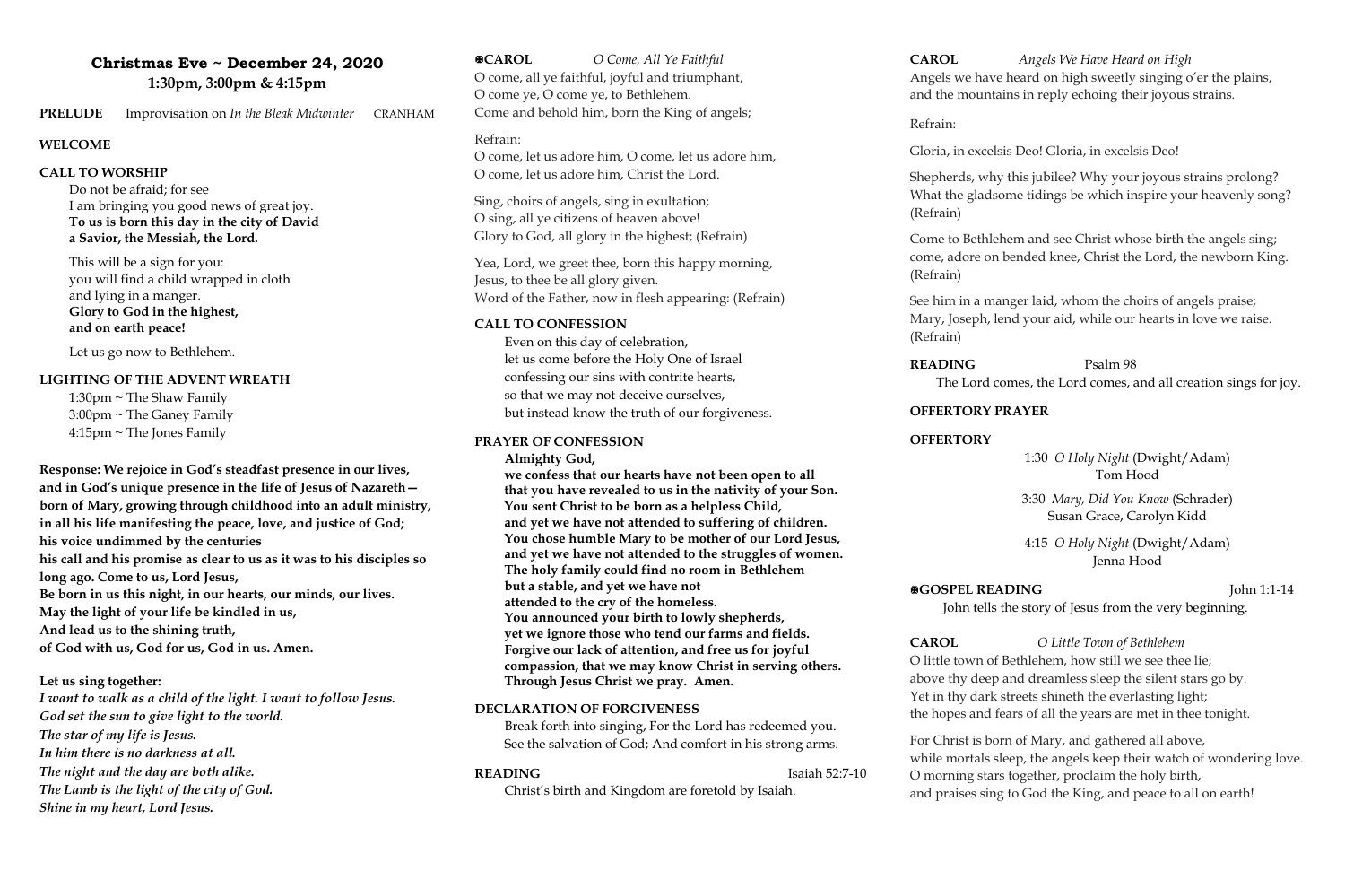# Christmas Eve ~ December 24, 2020
## 1:30pm, 3:00pm & 4:15pm

**PRELUDE** Improvisation on *In the Bleak Midwinter* CRANHAM

**WELCOME**

**CALL TO WORSHIP**

Do not be afraid; for see
I am bringing you good news of great joy.
**To us is born this day in the city of David**
**a Savior, the Messiah, the Lord.**

This will be a sign for you:
you will find a child wrapped in cloth
and lying in a manger.
**Glory to God in the highest,**
**and on earth peace!**

Let us go now to Bethlehem.

**LIGHTING OF THE ADVENT WREATH**

1:30pm ~ The Shaw Family
3:00pm ~ The Ganey Family
4:15pm ~ The Jones Family

**Response: We rejoice in God's steadfast presence in our lives,**
**and in God's unique presence in the life of Jesus of Nazareth—**
**born of Mary, growing through childhood into an adult ministry,**
**in all his life manifesting the peace, love, and justice of God;**
**his voice undimmed by the centuries**
**his call and his promise as clear to us as it was to his disciples so long ago. Come to us, Lord Jesus,**
**Be born in us this night, in our hearts, our minds, our lives.**
**May the light of your life be kindled in us,**
**And lead us to the shining truth,**
**of God with us, God for us, God in us. Amen.**

**Let us sing together:**
***I want to walk as a child of the light. I want to follow Jesus.***
***God set the sun to give light to the world.***
***The star of my life is Jesus.***
***In him there is no darkness at all.***
***The night and the day are both alike.***
***The Lamb is the light of the city of God.***
***Shine in my heart, Lord Jesus.***

**❄CAROL** *O Come, All Ye Faithful*

O come, all ye faithful, joyful and triumphant,
O come ye, O come ye, to Bethlehem.
Come and behold him, born the King of angels;

Refrain:
O come, let us adore him, O come, let us adore him,
O come, let us adore him, Christ the Lord.

Sing, choirs of angels, sing in exultation;
O sing, all ye citizens of heaven above!
Glory to God, all glory in the highest; (Refrain)

Yea, Lord, we greet thee, born this happy morning,
Jesus, to thee be all glory given.
Word of the Father, now in flesh appearing: (Refrain)

**CALL TO CONFESSION**

Even on this day of celebration,
let us come before the Holy One of Israel
confessing our sins with contrite hearts,
so that we may not deceive ourselves,
but instead know the truth of our forgiveness.

**PRAYER OF CONFESSION**

**Almighty God,**
**we confess that our hearts have not been open to all**
**that you have revealed to us in the nativity of your Son.**
**You sent Christ to be born as a helpless Child,**
**and yet we have not attended to suffering of children.**
**You chose humble Mary to be mother of our Lord Jesus,**
**and yet we have not attended to the struggles of women.**
**The holy family could find no room in Bethlehem**
**but a stable, and yet we have not**
**attended to the cry of the homeless.**
**You announced your birth to lowly shepherds,**
**yet we ignore those who tend our farms and fields.**
**Forgive our lack of attention, and free us for joyful**
**compassion, that we may know Christ in serving others.**
**Through Jesus Christ we pray. Amen.**

**DECLARATION OF FORGIVENESS**

Break forth into singing, For the Lord has redeemed you.
See the salvation of God; And comfort in his strong arms.

**READING** Isaiah 52:7-10

Christ's birth and Kingdom are foretold by Isaiah.

**CAROL** *Angels We Have Heard on High*

Angels we have heard on high sweetly singing o'er the plains,
and the mountains in reply echoing their joyous strains.

Refrain:

Gloria, in excelsis Deo! Gloria, in excelsis Deo!

Shepherds, why this jubilee? Why your joyous strains prolong?
What the gladsome tidings be which inspire your heavenly song?
(Refrain)

Come to Bethlehem and see Christ whose birth the angels sing;
come, adore on bended knee, Christ the Lord, the newborn King.
(Refrain)

See him in a manger laid, whom the choirs of angels praise;
Mary, Joseph, lend your aid, while our hearts in love we raise.
(Refrain)

**READING** Psalm 98

The Lord comes, the Lord comes, and all creation sings for joy.

**OFFERTORY PRAYER**

**OFFERTORY**

1:30 *O Holy Night* (Dwight/Adam)
Tom Hood

3:30 *Mary, Did You Know* (Schrader)
Susan Grace, Carolyn Kidd

4:15 *O Holy Night* (Dwight/Adam)
Jenna Hood

**❄GOSPEL READING** John 1:1-14

John tells the story of Jesus from the very beginning.

**CAROL** *O Little Town of Bethlehem*

O little town of Bethlehem, how still we see thee lie;
above thy deep and dreamless sleep the silent stars go by.
Yet in thy dark streets shineth the everlasting light;
the hopes and fears of all the years are met in thee tonight.

For Christ is born of Mary, and gathered all above,
while mortals sleep, the angels keep their watch of wondering love.
O morning stars together, proclaim the holy birth,
and praises sing to God the King, and peace to all on earth!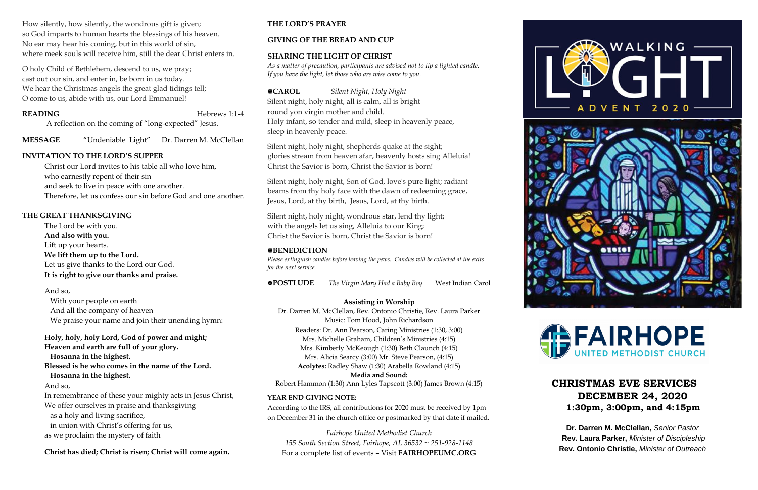How silently, how silently, the wondrous gift is given;
so God imparts to human hearts the blessings of his heaven.
No ear may hear his coming, but in this world of sin,
where meek souls will receive him, still the dear Christ enters in.

O holy Child of Bethlehem, descend to us, we pray;
cast out our sin, and enter in, be born in us today.
We hear the Christmas angels the great glad tidings tell;
O come to us, abide with us, our Lord Emmanuel!

**READING** Hebrews 1:1-4

A reflection on the coming of "long-expected" Jesus.

**MESSAGE** "Undeniable Light" Dr. Darren M. McClellan

**INVITATION TO THE LORD'S SUPPER**

Christ our Lord invites to his table all who love him,
who earnestly repent of their sin
and seek to live in peace with one another.
Therefore, let us confess our sin before God and one another.

**THE GREAT THANKSGIVING**

The Lord be with you.
**And also with you.**
Lift up your hearts.
**We lift them up to the Lord.**
Let us give thanks to the Lord our God.
**It is right to give our thanks and praise.**

And so,
With your people on earth
And all the company of heaven
We praise your name and join their unending hymn:

**Holy, holy, holy Lord, God of power and might;**
**Heaven and earth are full of your glory.**
**Hosanna in the highest.**
**Blessed is he who comes in the name of the Lord.**
**Hosanna in the highest.**

And so,
In remembrance of these your mighty acts in Jesus Christ,
We offer ourselves in praise and thanksgiving
as a holy and living sacrifice,
in union with Christ's offering for us,
as we proclaim the mystery of faith

**Christ has died; Christ is risen; Christ will come again.**

**THE LORD'S PRAYER**

**GIVING OF THE BREAD AND CUP**

**SHARING THE LIGHT OF CHRIST**

*As a matter of precaution, participants are advised not to tip a lighted candle. If you have the light, let those who are wise come to you.*

**❋CAROL** *Silent Night, Holy Night*

Silent night, holy night, all is calm, all is bright
round yon virgin mother and child.
Holy infant, so tender and mild, sleep in heavenly peace,
sleep in heavenly peace.

Silent night, holy night, shepherds quake at the sight;
glories stream from heaven afar, heavenly hosts sing Alleluia!
Christ the Savior is born, Christ the Savior is born!

Silent night, holy night, Son of God, love's pure light; radiant
beams from thy holy face with the dawn of redeeming grace,
Jesus, Lord, at thy birth, Jesus, Lord, at thy birth.

Silent night, holy night, wondrous star, lend thy light;
with the angels let us sing, Alleluia to our King;
Christ the Savior is born, Christ the Savior is born!

**❋BENEDICTION**

*Please extinguish candles before leaving the pews. Candles will be collected at the exits for the next service.*

**❋POSTLUDE** *The Virgin Mary Had a Baby Boy* West Indian Carol

**Assisting in Worship**

Dr. Darren M. McClellan, Rev. Ontonio Christie, Rev. Laura Parker
Music: Tom Hood, John Richardson
Readers: Dr. Ann Pearson, Caring Ministries (1:30, 3:00)
Mrs. Michelle Graham, Children's Ministries (4:15)
Mrs. Kimberly McKeough (1:30) Beth Claunch (4:15)
Mrs. Alicia Searcy (3:00) Mr. Steve Pearson, (4:15)
**Acolytes:** Radley Shaw (1:30) Arabella Rowland (4:15)
**Media and Sound:**
Robert Hammon (1:30) Ann Lyles Tapscott (3:00) James Brown (4:15)

**YEAR END GIVING NOTE:**

According to the IRS, all contributions for 2020 must be received by 1pm on December 31 in the church office or postmarked by that date if mailed.

*Fairhope United Methodist Church*
*155 South Section Street, Fairhope, AL 36532 ~ 251-928-1148*
For a complete list of events – Visit **FAIRHOPEUMC.ORG**

WALKING LIGHT
ADVENT 2020

FAIRHOPE
UNITED METHODIST CHURCH

**CHRISTMAS EVE SERVICES**
**DECEMBER 24, 2020**
**1:30pm, 3:00pm, and 4:15pm**

**Dr. Darren M. McClellan,** *Senior Pastor*
**Rev. Laura Parker,** *Minister of Discipleship*
**Rev. Ontonio Christie,** *Minister of Outreach*